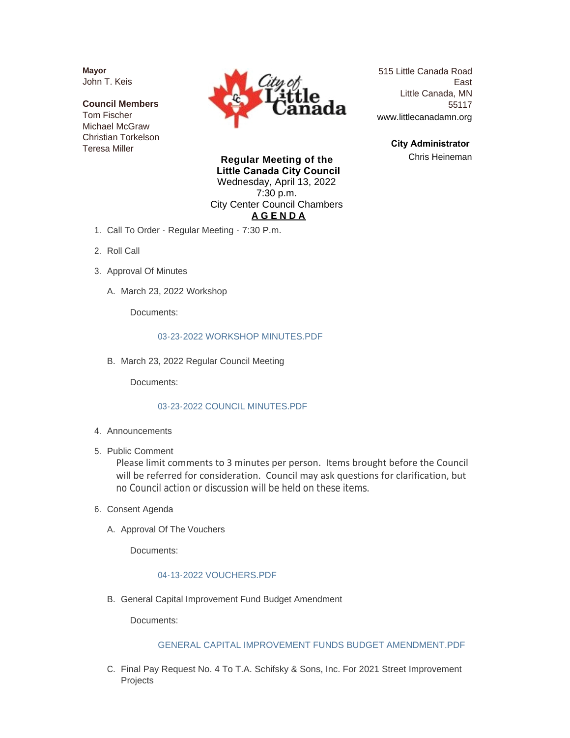**Mayor**
John T. Keis

**Council Members**
Tom Fischer
Michael McGraw
Christian Torkelson
Teresa Miller

515 Little Canada Road East
Little Canada, MN 55117
www.littlecanadamn.org

**City Administrator**
Chris Heineman

**Regular Meeting of the Little Canada City Council**
Wednesday, April 13, 2022
7:30 p.m.
City Center Council Chambers

**AGENDA**

1. Call To Order - Regular Meeting - 7:30 P.m.
2. Roll Call
3. Approval Of Minutes
   - A. March 23, 2022 Workshop

     Documents:

     03-23-2022 WORKSHOP MINUTES.PDF

   - B. March 23, 2022 Regular Council Meeting

     Documents:

     03-23-2022 COUNCIL MINUTES.PDF

4. Announcements
5. Public Comment

   Please limit comments to 3 minutes per person. Items brought before the Council will be referred for consideration. Council may ask questions for clarification, but no Council action or discussion will be held on these items.

6. Consent Agenda
   - A. Approval Of The Vouchers

     Documents:

     04-13-2022 VOUCHERS.PDF

   - B. General Capital Improvement Fund Budget Amendment

     Documents:

     GENERAL CAPITAL IMPROVEMENT FUNDS BUDGET AMENDMENT.PDF

   - C. Final Pay Request No. 4 To T.A. Schifsky & Sons, Inc. For 2021 Street Improvement Projects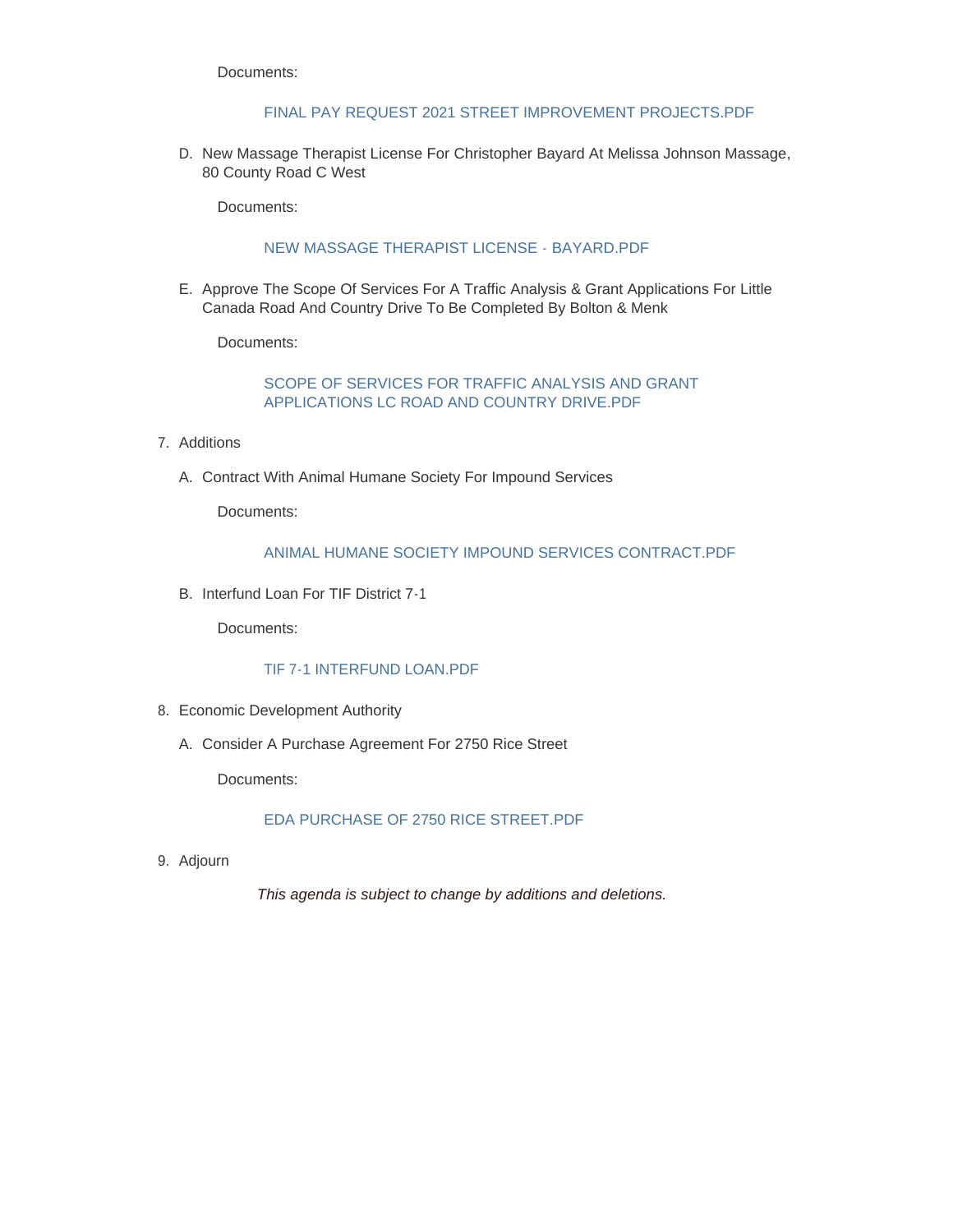Documents:

FINAL PAY REQUEST 2021 STREET IMPROVEMENT PROJECTS.PDF

D. New Massage Therapist License For Christopher Bayard At Melissa Johnson Massage, 80 County Road C West

   Documents:

   NEW MASSAGE THERAPIST LICENSE - BAYARD.PDF

E. Approve The Scope Of Services For A Traffic Analysis & Grant Applications For Little Canada Road And Country Drive To Be Completed By Bolton & Menk

   Documents:

   SCOPE OF SERVICES FOR TRAFFIC ANALYSIS AND GRANT APPLICATIONS LC ROAD AND COUNTRY DRIVE.PDF

7. Additions

   A. Contract With Animal Humane Society For Impound Services

      Documents:

      ANIMAL HUMANE SOCIETY IMPOUND SERVICES CONTRACT.PDF

   B. Interfund Loan For TIF District 7-1

      Documents:

      TIF 7-1 INTERFUND LOAN.PDF

8. Economic Development Authority

   A. Consider A Purchase Agreement For 2750 Rice Street

      Documents:

      EDA PURCHASE OF 2750 RICE STREET.PDF

9. Adjourn

*This agenda is subject to change by additions and deletions.*